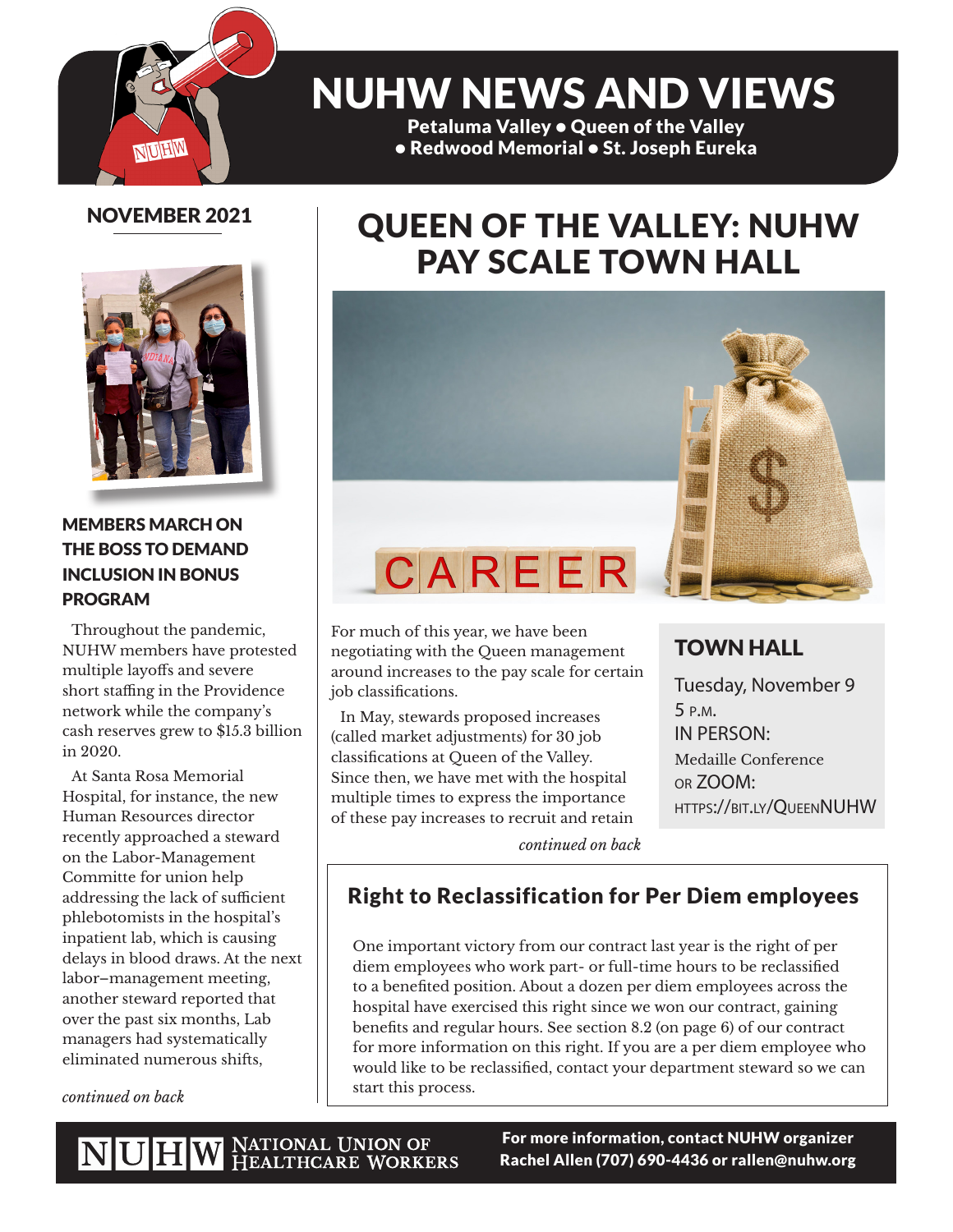# NUHW NEWS AND VIEWS

**Petaluma Valley • Queen of the Valley • Redwood Memorial • St. Joseph Eureka**

**NOVEMBER 2021**

## QUEEN OF THE VALLEY: NUHW PAY SCALE TOWN HALL

For much of this year, we have been negotiating with the Queen management around increases to the pay scale for certain job classifications.

In May, stewards proposed increases (called market adjustments) for 30 job classifications at Queen of the Valley. Since then, we have met with the hospital multiple times to express the importance of these pay increases to recruit and retain

*continued on back*

### TOWN HALL

Tuesday, November 9
5 P.M.
IN PERSON:
Medaille Conference
OR ZOOM:
HTTPS://BIT.LY/QUEENNUHW

### MEMBERS MARCH ON THE BOSS TO DEMAND INCLUSION IN BONUS PROGRAM

Throughout the pandemic, NUHW members have protested multiple layoffs and severe short staffing in the Providence network while the company's cash reserves grew to $15.3 billion in 2020.

At Santa Rosa Memorial Hospital, for instance, the new Human Resources director recently approached a steward on the Labor-Management Committe for union help addressing the lack of sufficient phlebotomists in the hospital's inpatient lab, which is causing delays in blood draws. At the next labor–management meeting, another steward reported that over the past six months, Lab managers had systematically eliminated numerous shifts,

*continued on back*

### Right to Reclassification for Per Diem employees

One important victory from our contract last year is the right of per diem employees who work part- or full-time hours to be reclassified to a benefited position. About a dozen per diem employees across the hospital have exercised this right since we won our contract, gaining benefits and regular hours. See section 8.2 (on page 6) of our contract for more information on this right. If you are a per diem employee who would like to be reclassified, contact your department steward so we can start this process.

NUHW NATIONAL UNION OF HEALTHCARE WORKERS

**For more information, contact NUHW organizer Rachel Allen (707) 690-4436 or rallen@nuhw.org**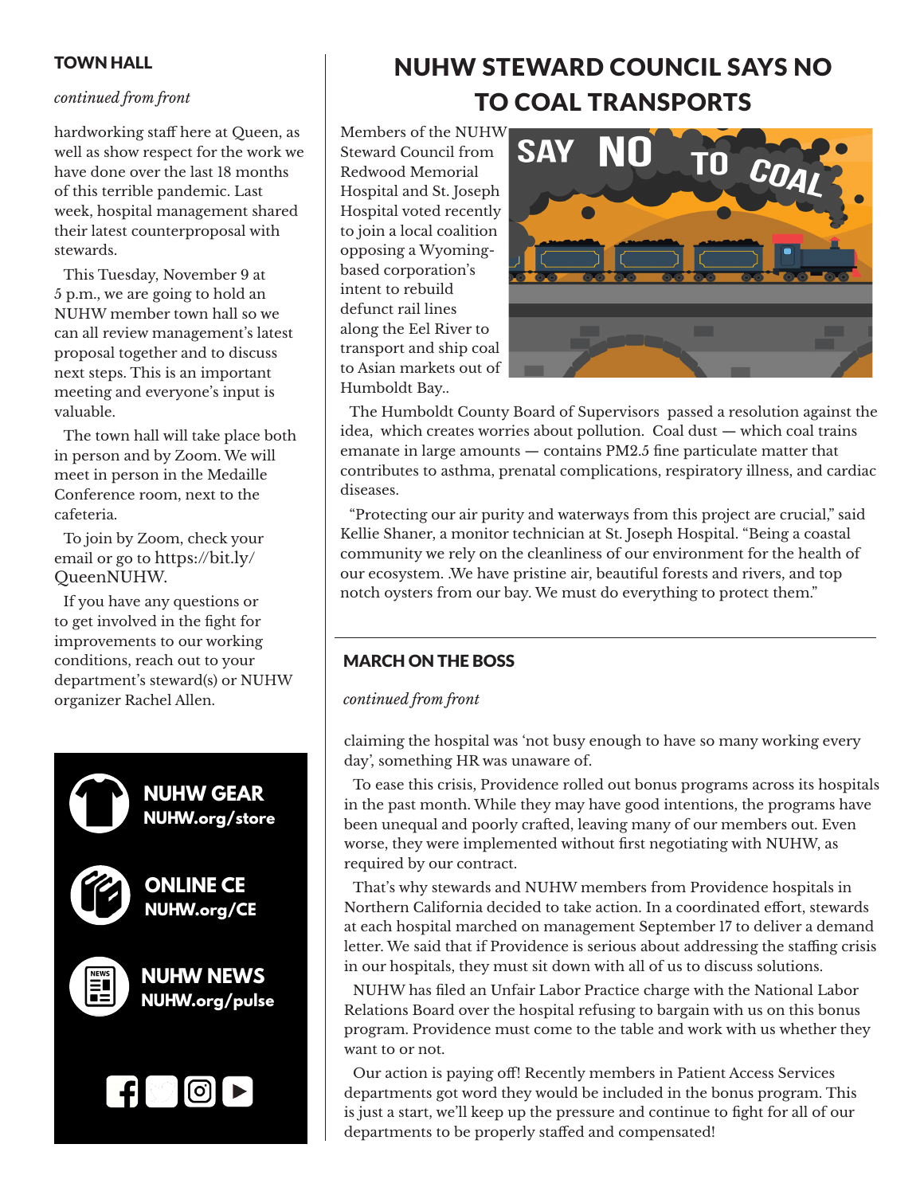## TOWN HALL

*continued from front*

hardworking staff here at Queen, as well as show respect for the work we have done over the last 18 months of this terrible pandemic. Last week, hospital management shared their latest counterproposal with stewards.

This Tuesday, November 9 at 5 p.m., we are going to hold an NUHW member town hall so we can all review management's latest proposal together and to discuss next steps. This is an important meeting and everyone's input is valuable.

The town hall will take place both in person and by Zoom. We will meet in person in the Medaille Conference room, next to the cafeteria.

To join by Zoom, check your email or go to https://bit.ly/QueenNUHW.

If you have any questions or to get involved in the fight for improvements to our working conditions, reach out to your department's steward(s) or NUHW organizer Rachel Allen.

**NUHW GEAR**
**NUHW.org/store**

**ONLINE CE**
**NUHW.org/CE**

**NUHW NEWS**
**NUHW.org/pulse**

# NUHW STEWARD COUNCIL SAYS NO TO COAL TRANSPORTS

SAY NO TO COAL

Members of the NUHW Steward Council from Redwood Memorial Hospital and St. Joseph Hospital voted recently to join a local coalition opposing a Wyoming-based corporation's intent to rebuild defunct rail lines along the Eel River to transport and ship coal to Asian markets out of Humboldt Bay..

The Humboldt County Board of Supervisors passed a resolution against the idea, which creates worries about pollution. Coal dust — which coal trains emanate in large amounts — contains PM2.5 fine particulate matter that contributes to asthma, prenatal complications, respiratory illness, and cardiac diseases.

"Protecting our air purity and waterways from this project are crucial," said Kellie Shaner, a monitor technician at St. Joseph Hospital. "Being a coastal community we rely on the cleanliness of our environment for the health of our ecosystem. .We have pristine air, beautiful forests and rivers, and top notch oysters from our bay. We must do everything to protect them."

## MARCH ON THE BOSS

*continued from front*

claiming the hospital was 'not busy enough to have so many working every day', something HR was unaware of.

To ease this crisis, Providence rolled out bonus programs across its hospitals in the past month. While they may have good intentions, the programs have been unequal and poorly crafted, leaving many of our members out. Even worse, they were implemented without first negotiating with NUHW, as required by our contract.

That's why stewards and NUHW members from Providence hospitals in Northern California decided to take action. In a coordinated effort, stewards at each hospital marched on management September 17 to deliver a demand letter. We said that if Providence is serious about addressing the staffing crisis in our hospitals, they must sit down with all of us to discuss solutions.

NUHW has filed an Unfair Labor Practice charge with the National Labor Relations Board over the hospital refusing to bargain with us on this bonus program. Providence must come to the table and work with us whether they want to or not.

Our action is paying off! Recently members in Patient Access Services departments got word they would be included in the bonus program. This is just a start, we'll keep up the pressure and continue to fight for all of our departments to be properly staffed and compensated!